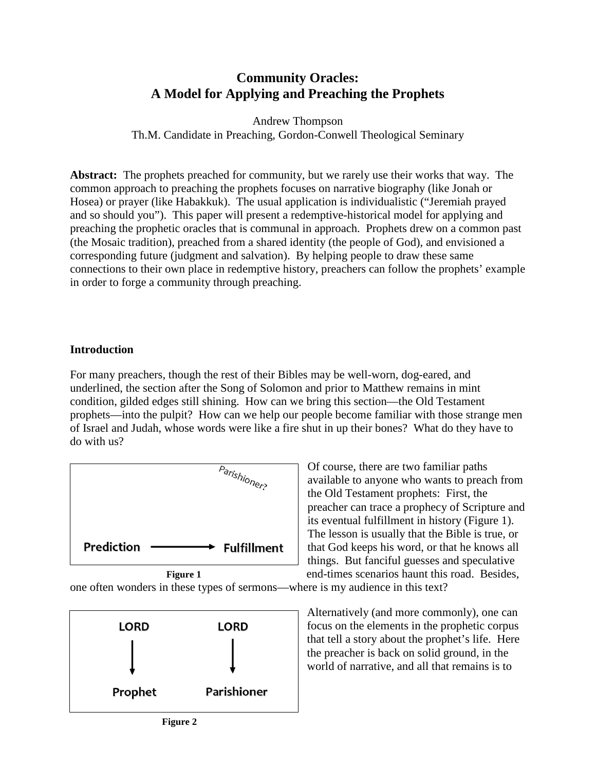# Community Oracles:
# A Model for Applying and Preaching the Prophets

Andrew Thompson
Th.M. Candidate in Preaching, Gordon-Conwell Theological Seminary

**Abstract:** The prophets preached for community, but we rarely use their works that way. The common approach to preaching the prophets focuses on narrative biography (like Jonah or Hosea) or prayer (like Habakkuk). The usual application is individualistic ("Jeremiah prayed and so should you"). This paper will present a redemptive-historical model for applying and preaching the prophetic oracles that is communal in approach. Prophets drew on a common past (the Mosaic tradition), preached from a shared identity (the people of God), and envisioned a corresponding future (judgment and salvation). By helping people to draw these same connections to their own place in redemptive history, preachers can follow the prophets' example in order to forge a community through preaching.

## Introduction

For many preachers, though the rest of their Bibles may be well-worn, dog-eared, and underlined, the section after the Song of Solomon and prior to Matthew remains in mint condition, gilded edges still shining. How can we bring this section—the Old Testament prophets—into the pulpit? How can we help our people become familiar with those strange men of Israel and Judah, whose words were like a fire shut in up their bones? What do they have to do with us?

Parishioner?

Prediction → Fulfillment

**Figure 1**

Of course, there are two familiar paths available to anyone who wants to preach from the Old Testament prophets: First, the preacher can trace a prophecy of Scripture and its eventual fulfillment in history (Figure 1). The lesson is usually that the Bible is true, or that God keeps his word, or that he knows all things. But fanciful guesses and speculative end-times scenarios haunt this road. Besides, one often wonders in these types of sermons—where is my audience in this text?

LORD → Prophet

LORD → Parishioner

**Figure 2**

Alternatively (and more commonly), one can focus on the elements in the prophetic corpus that tell a story about the prophet's life. Here the preacher is back on solid ground, in the world of narrative, and all that remains is to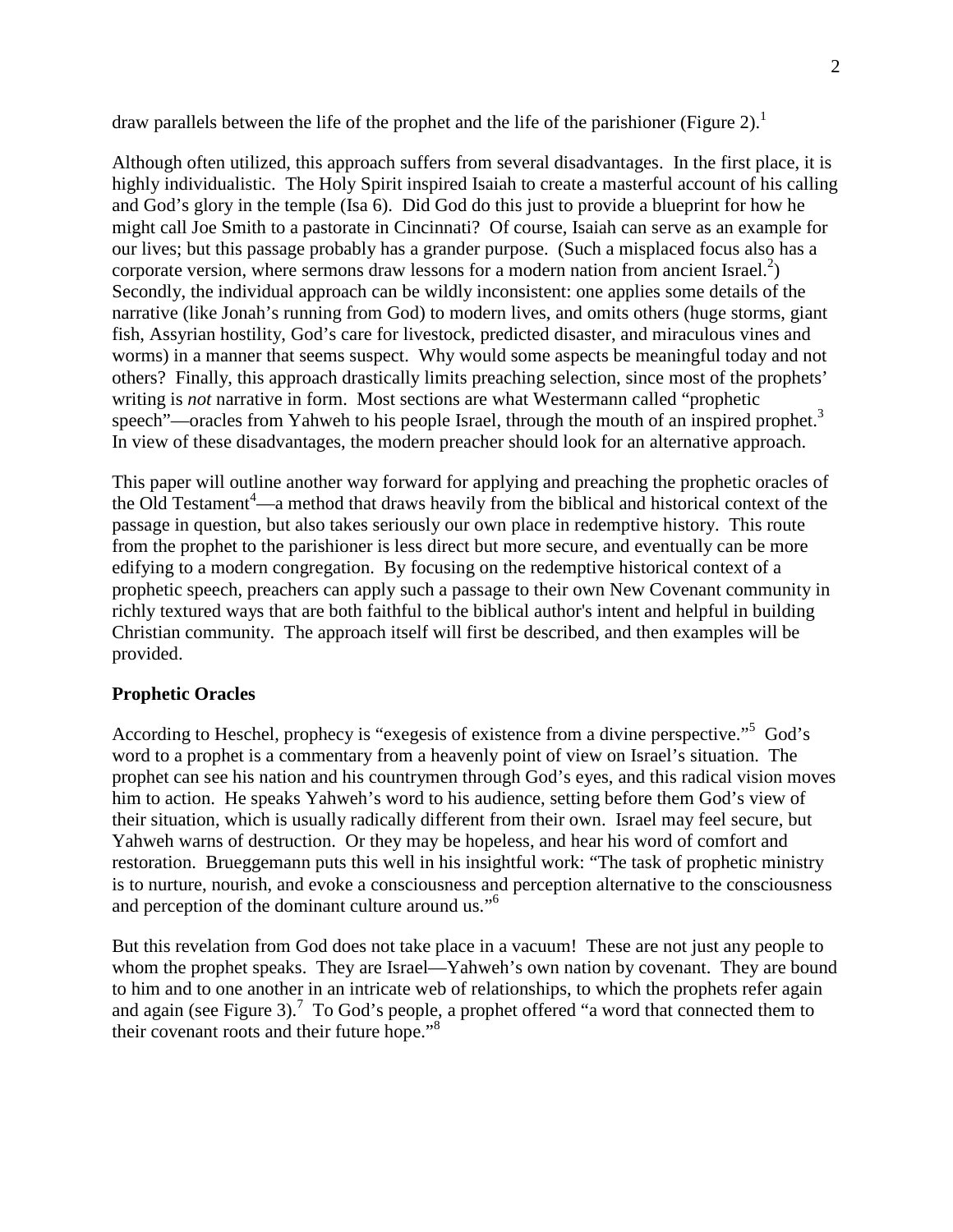draw parallels between the life of the prophet and the life of the parishioner (Figure 2).[1]

Although often utilized, this approach suffers from several disadvantages. In the first place, it is highly individualistic. The Holy Spirit inspired Isaiah to create a masterful account of his calling and God's glory in the temple (Isa 6). Did God do this just to provide a blueprint for how he might call Joe Smith to a pastorate in Cincinnati? Of course, Isaiah can serve as an example for our lives; but this passage probably has a grander purpose. (Such a misplaced focus also has a corporate version, where sermons draw lessons for a modern nation from ancient Israel.[2]) Secondly, the individual approach can be wildly inconsistent: one applies some details of the narrative (like Jonah's running from God) to modern lives, and omits others (huge storms, giant fish, Assyrian hostility, God's care for livestock, predicted disaster, and miraculous vines and worms) in a manner that seems suspect. Why would some aspects be meaningful today and not others? Finally, this approach drastically limits preaching selection, since most of the prophets' writing is *not* narrative in form. Most sections are what Westermann called "prophetic speech"—oracles from Yahweh to his people Israel, through the mouth of an inspired prophet.[3] In view of these disadvantages, the modern preacher should look for an alternative approach.

This paper will outline another way forward for applying and preaching the prophetic oracles of the Old Testament[4]—a method that draws heavily from the biblical and historical context of the passage in question, but also takes seriously our own place in redemptive history. This route from the prophet to the parishioner is less direct but more secure, and eventually can be more edifying to a modern congregation. By focusing on the redemptive historical context of a prophetic speech, preachers can apply such a passage to their own New Covenant community in richly textured ways that are both faithful to the biblical author's intent and helpful in building Christian community. The approach itself will first be described, and then examples will be provided.

**Prophetic Oracles**

According to Heschel, prophecy is "exegesis of existence from a divine perspective."[5] God's word to a prophet is a commentary from a heavenly point of view on Israel's situation. The prophet can see his nation and his countrymen through God's eyes, and this radical vision moves him to action. He speaks Yahweh's word to his audience, setting before them God's view of their situation, which is usually radically different from their own. Israel may feel secure, but Yahweh warns of destruction. Or they may be hopeless, and hear his word of comfort and restoration. Brueggemann puts this well in his insightful work: "The task of prophetic ministry is to nurture, nourish, and evoke a consciousness and perception alternative to the consciousness and perception of the dominant culture around us."[6]

But this revelation from God does not take place in a vacuum! These are not just any people to whom the prophet speaks. They are Israel—Yahweh's own nation by covenant. They are bound to him and to one another in an intricate web of relationships, to which the prophets refer again and again (see Figure 3).[7] To God's people, a prophet offered "a word that connected them to their covenant roots and their future hope."[8]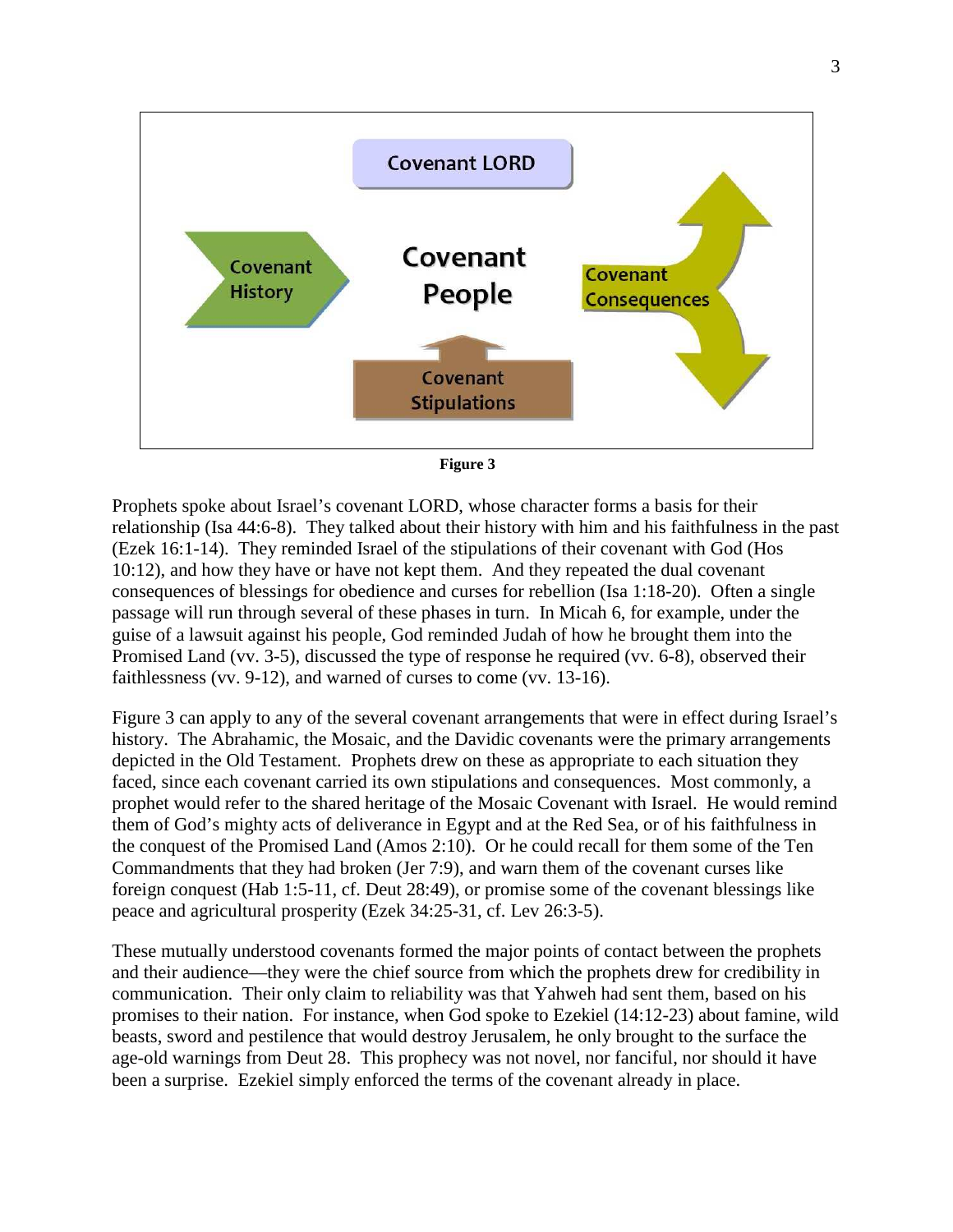Covenant LORD

Covenant History

Covenant People

Covenant Consequences

Covenant Stipulations

**Figure 3**

Prophets spoke about Israel's covenant LORD, whose character forms a basis for their relationship (Isa 44:6-8). They talked about their history with him and his faithfulness in the past (Ezek 16:1-14). They reminded Israel of the stipulations of their covenant with God (Hos 10:12), and how they have or have not kept them. And they repeated the dual covenant consequences of blessings for obedience and curses for rebellion (Isa 1:18-20). Often a single passage will run through several of these phases in turn. In Micah 6, for example, under the guise of a lawsuit against his people, God reminded Judah of how he brought them into the Promised Land (vv. 3-5), discussed the type of response he required (vv. 6-8), observed their faithlessness (vv. 9-12), and warned of curses to come (vv. 13-16).

Figure 3 can apply to any of the several covenant arrangements that were in effect during Israel's history. The Abrahamic, the Mosaic, and the Davidic covenants were the primary arrangements depicted in the Old Testament. Prophets drew on these as appropriate to each situation they faced, since each covenant carried its own stipulations and consequences. Most commonly, a prophet would refer to the shared heritage of the Mosaic Covenant with Israel. He would remind them of God's mighty acts of deliverance in Egypt and at the Red Sea, or of his faithfulness in the conquest of the Promised Land (Amos 2:10). Or he could recall for them some of the Ten Commandments that they had broken (Jer 7:9), and warn them of the covenant curses like foreign conquest (Hab 1:5-11, cf. Deut 28:49), or promise some of the covenant blessings like peace and agricultural prosperity (Ezek 34:25-31, cf. Lev 26:3-5).

These mutually understood covenants formed the major points of contact between the prophets and their audience—they were the chief source from which the prophets drew for credibility in communication. Their only claim to reliability was that Yahweh had sent them, based on his promises to their nation. For instance, when God spoke to Ezekiel (14:12-23) about famine, wild beasts, sword and pestilence that would destroy Jerusalem, he only brought to the surface the age-old warnings from Deut 28. This prophecy was not novel, nor fanciful, nor should it have been a surprise. Ezekiel simply enforced the terms of the covenant already in place.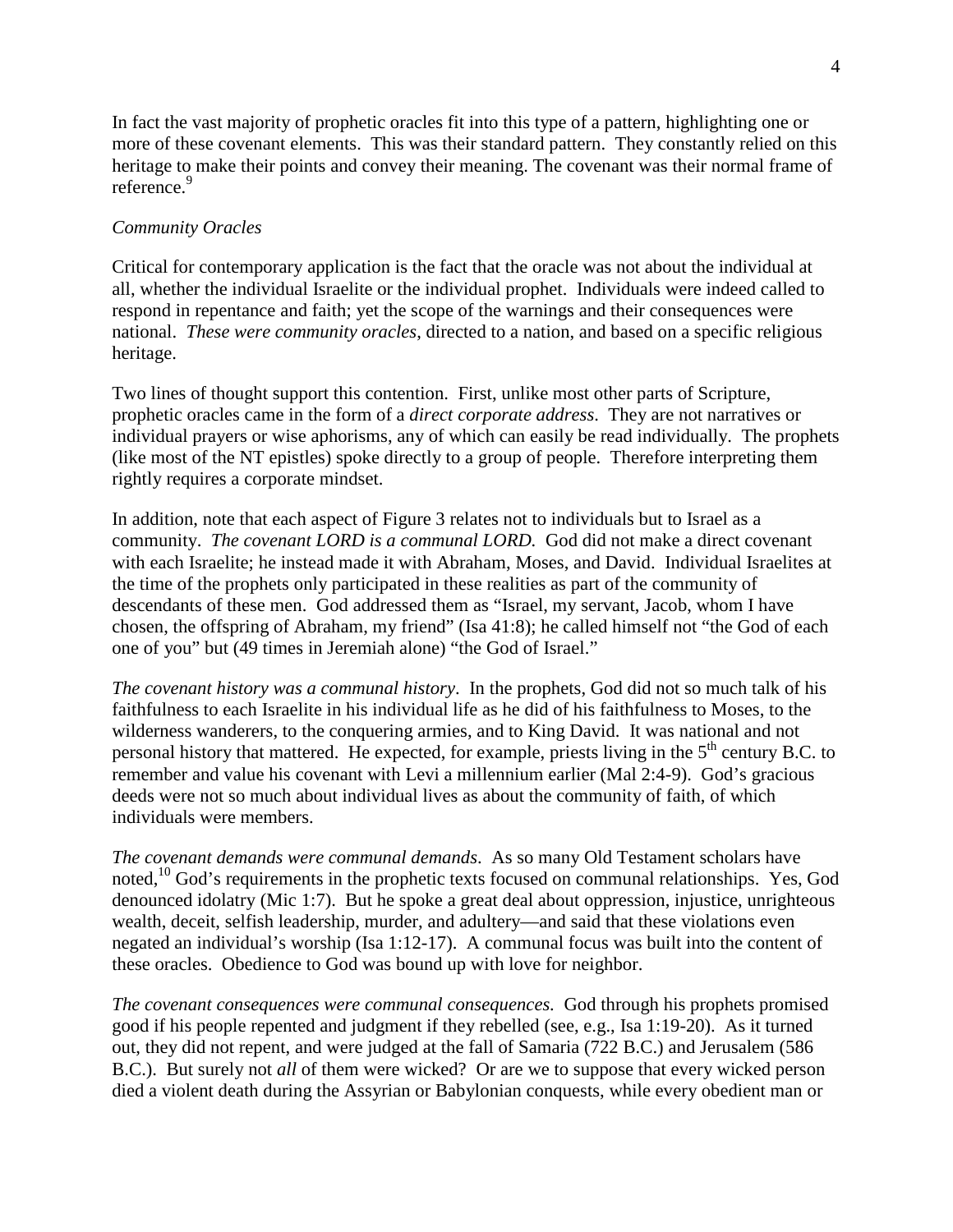In fact the vast majority of prophetic oracles fit into this type of a pattern, highlighting one or more of these covenant elements. This was their standard pattern. They constantly relied on this heritage to make their points and convey their meaning. The covenant was their normal frame of reference.[9]

*Community Oracles*

Critical for contemporary application is the fact that the oracle was not about the individual at all, whether the individual Israelite or the individual prophet. Individuals were indeed called to respond in repentance and faith; yet the scope of the warnings and their consequences were national. *These were community oracles*, directed to a nation, and based on a specific religious heritage.

Two lines of thought support this contention. First, unlike most other parts of Scripture, prophetic oracles came in the form of a *direct corporate address*. They are not narratives or individual prayers or wise aphorisms, any of which can easily be read individually. The prophets (like most of the NT epistles) spoke directly to a group of people. Therefore interpreting them rightly requires a corporate mindset.

In addition, note that each aspect of Figure 3 relates not to individuals but to Israel as a community. *The covenant LORD is a communal LORD.* God did not make a direct covenant with each Israelite; he instead made it with Abraham, Moses, and David. Individual Israelites at the time of the prophets only participated in these realities as part of the community of descendants of these men. God addressed them as "Israel, my servant, Jacob, whom I have chosen, the offspring of Abraham, my friend" (Isa 41:8); he called himself not "the God of each one of you" but (49 times in Jeremiah alone) "the God of Israel."

*The covenant history was a communal history*. In the prophets, God did not so much talk of his faithfulness to each Israelite in his individual life as he did of his faithfulness to Moses, to the wilderness wanderers, to the conquering armies, and to King David. It was national and not personal history that mattered. He expected, for example, priests living in the 5th century B.C. to remember and value his covenant with Levi a millennium earlier (Mal 2:4-9). God's gracious deeds were not so much about individual lives as about the community of faith, of which individuals were members.

*The covenant demands were communal demands*. As so many Old Testament scholars have noted,[10] God's requirements in the prophetic texts focused on communal relationships. Yes, God denounced idolatry (Mic 1:7). But he spoke a great deal about oppression, injustice, unrighteous wealth, deceit, selfish leadership, murder, and adultery—and said that these violations even negated an individual's worship (Isa 1:12-17). A communal focus was built into the content of these oracles. Obedience to God was bound up with love for neighbor.

*The covenant consequences were communal consequences.* God through his prophets promised good if his people repented and judgment if they rebelled (see, e.g., Isa 1:19-20). As it turned out, they did not repent, and were judged at the fall of Samaria (722 B.C.) and Jerusalem (586 B.C.). But surely not *all* of them were wicked? Or are we to suppose that every wicked person died a violent death during the Assyrian or Babylonian conquests, while every obedient man or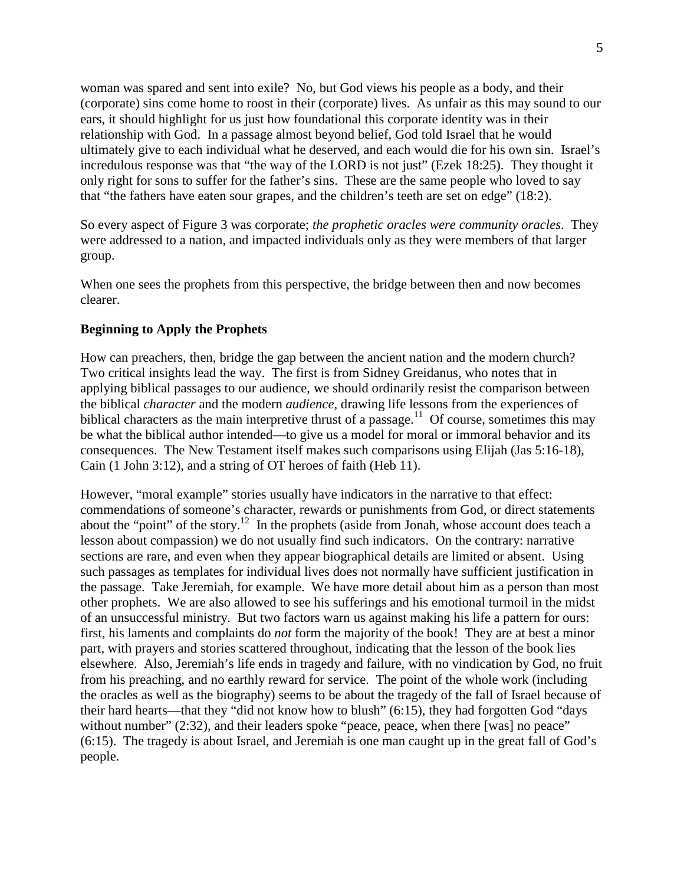woman was spared and sent into exile? No, but God views his people as a body, and their (corporate) sins come home to roost in their (corporate) lives. As unfair as this may sound to our ears, it should highlight for us just how foundational this corporate identity was in their relationship with God. In a passage almost beyond belief, God told Israel that he would ultimately give to each individual what he deserved, and each would die for his own sin. Israel's incredulous response was that "the way of the LORD is not just" (Ezek 18:25). They thought it only right for sons to suffer for the father's sins. These are the same people who loved to say that "the fathers have eaten sour grapes, and the children's teeth are set on edge" (18:2).

So every aspect of Figure 3 was corporate; *the prophetic oracles were community oracles*. They were addressed to a nation, and impacted individuals only as they were members of that larger group.

When one sees the prophets from this perspective, the bridge between then and now becomes clearer.

**Beginning to Apply the Prophets**

How can preachers, then, bridge the gap between the ancient nation and the modern church? Two critical insights lead the way. The first is from Sidney Greidanus, who notes that in applying biblical passages to our audience, we should ordinarily resist the comparison between the biblical *character* and the modern *audience*, drawing life lessons from the experiences of biblical characters as the main interpretive thrust of a passage.[11] Of course, sometimes this may be what the biblical author intended—to give us a model for moral or immoral behavior and its consequences. The New Testament itself makes such comparisons using Elijah (Jas 5:16-18), Cain (1 John 3:12), and a string of OT heroes of faith (Heb 11).

However, "moral example" stories usually have indicators in the narrative to that effect: commendations of someone's character, rewards or punishments from God, or direct statements about the "point" of the story.[12] In the prophets (aside from Jonah, whose account does teach a lesson about compassion) we do not usually find such indicators. On the contrary: narrative sections are rare, and even when they appear biographical details are limited or absent. Using such passages as templates for individual lives does not normally have sufficient justification in the passage. Take Jeremiah, for example. We have more detail about him as a person than most other prophets. We are also allowed to see his sufferings and his emotional turmoil in the midst of an unsuccessful ministry. But two factors warn us against making his life a pattern for ours: first, his laments and complaints do *not* form the majority of the book! They are at best a minor part, with prayers and stories scattered throughout, indicating that the lesson of the book lies elsewhere. Also, Jeremiah's life ends in tragedy and failure, with no vindication by God, no fruit from his preaching, and no earthly reward for service. The point of the whole work (including the oracles as well as the biography) seems to be about the tragedy of the fall of Israel because of their hard hearts—that they "did not know how to blush" (6:15), they had forgotten God "days without number" (2:32), and their leaders spoke "peace, peace, when there [was] no peace" (6:15). The tragedy is about Israel, and Jeremiah is one man caught up in the great fall of God's people.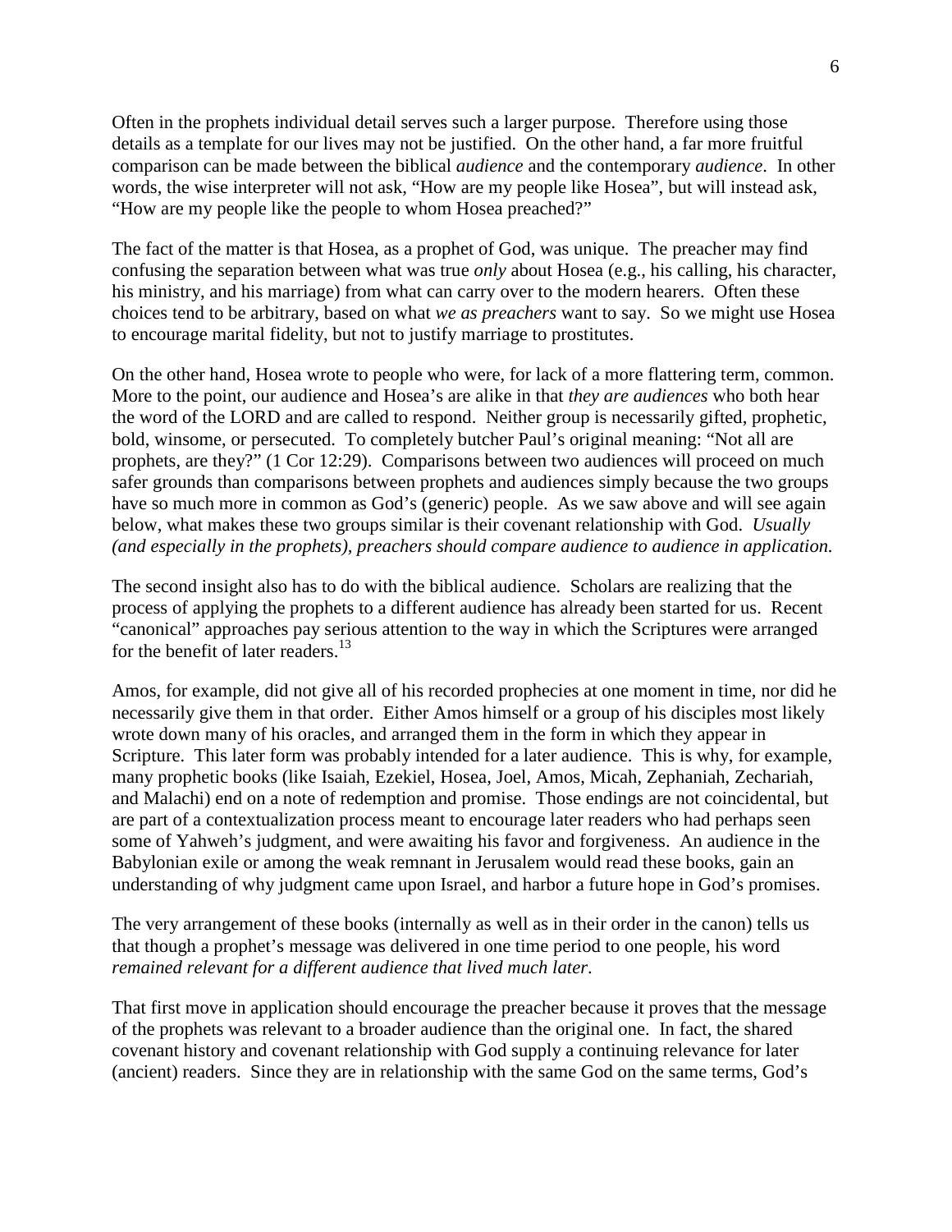Often in the prophets individual detail serves such a larger purpose. Therefore using those details as a template for our lives may not be justified. On the other hand, a far more fruitful comparison can be made between the biblical *audience* and the contemporary *audience*. In other words, the wise interpreter will not ask, "How are my people like Hosea", but will instead ask, "How are my people like the people to whom Hosea preached?"

The fact of the matter is that Hosea, as a prophet of God, was unique. The preacher may find confusing the separation between what was true *only* about Hosea (e.g., his calling, his character, his ministry, and his marriage) from what can carry over to the modern hearers. Often these choices tend to be arbitrary, based on what *we as preachers* want to say. So we might use Hosea to encourage marital fidelity, but not to justify marriage to prostitutes.

On the other hand, Hosea wrote to people who were, for lack of a more flattering term, common. More to the point, our audience and Hosea's are alike in that *they are audiences* who both hear the word of the LORD and are called to respond. Neither group is necessarily gifted, prophetic, bold, winsome, or persecuted. To completely butcher Paul's original meaning: "Not all are prophets, are they?" (1 Cor 12:29). Comparisons between two audiences will proceed on much safer grounds than comparisons between prophets and audiences simply because the two groups have so much more in common as God's (generic) people. As we saw above and will see again below, what makes these two groups similar is their covenant relationship with God. *Usually (and especially in the prophets), preachers should compare audience to audience in application.*

The second insight also has to do with the biblical audience. Scholars are realizing that the process of applying the prophets to a different audience has already been started for us. Recent "canonical" approaches pay serious attention to the way in which the Scriptures were arranged for the benefit of later readers.[13]

Amos, for example, did not give all of his recorded prophecies at one moment in time, nor did he necessarily give them in that order. Either Amos himself or a group of his disciples most likely wrote down many of his oracles, and arranged them in the form in which they appear in Scripture. This later form was probably intended for a later audience. This is why, for example, many prophetic books (like Isaiah, Ezekiel, Hosea, Joel, Amos, Micah, Zephaniah, Zechariah, and Malachi) end on a note of redemption and promise. Those endings are not coincidental, but are part of a contextualization process meant to encourage later readers who had perhaps seen some of Yahweh's judgment, and were awaiting his favor and forgiveness. An audience in the Babylonian exile or among the weak remnant in Jerusalem would read these books, gain an understanding of why judgment came upon Israel, and harbor a future hope in God's promises.

The very arrangement of these books (internally as well as in their order in the canon) tells us that though a prophet's message was delivered in one time period to one people, his word *remained relevant for a different audience that lived much later*.

That first move in application should encourage the preacher because it proves that the message of the prophets was relevant to a broader audience than the original one. In fact, the shared covenant history and covenant relationship with God supply a continuing relevance for later (ancient) readers. Since they are in relationship with the same God on the same terms, God's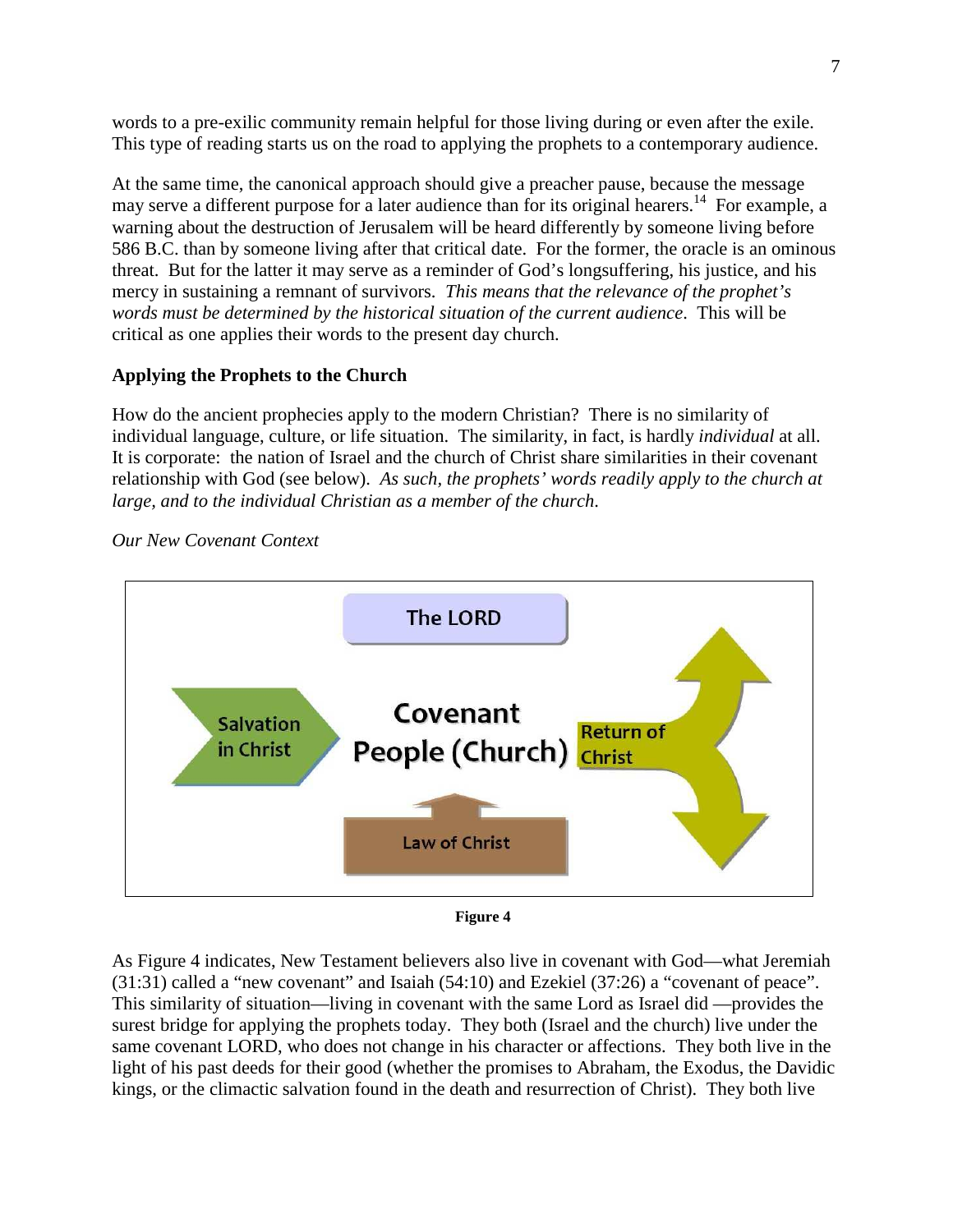words to a pre-exilic community remain helpful for those living during or even after the exile. This type of reading starts us on the road to applying the prophets to a contemporary audience.

At the same time, the canonical approach should give a preacher pause, because the message may serve a different purpose for a later audience than for its original hearers.[14] For example, a warning about the destruction of Jerusalem will be heard differently by someone living before 586 B.C. than by someone living after that critical date. For the former, the oracle is an ominous threat. But for the latter it may serve as a reminder of God's longsuffering, his justice, and his mercy in sustaining a remnant of survivors. *This means that the relevance of the prophet's words must be determined by the historical situation of the current audience*. This will be critical as one applies their words to the present day church.

**Applying the Prophets to the Church**

How do the ancient prophecies apply to the modern Christian? There is no similarity of individual language, culture, or life situation. The similarity, in fact, is hardly *individual* at all. It is corporate: the nation of Israel and the church of Christ share similarities in their covenant relationship with God (see below). *As such, the prophets' words readily apply to the church at large, and to the individual Christian as a member of the church.*

*Our New Covenant Context*

The LORD

Salvation in Christ

Covenant People (Church)

Return of Christ

Law of Christ

**Figure 4**

As Figure 4 indicates, New Testament believers also live in covenant with God—what Jeremiah (31:31) called a "new covenant" and Isaiah (54:10) and Ezekiel (37:26) a "covenant of peace". This similarity of situation—living in covenant with the same Lord as Israel did —provides the surest bridge for applying the prophets today. They both (Israel and the church) live under the same covenant LORD, who does not change in his character or affections. They both live in the light of his past deeds for their good (whether the promises to Abraham, the Exodus, the Davidic kings, or the climactic salvation found in the death and resurrection of Christ). They both live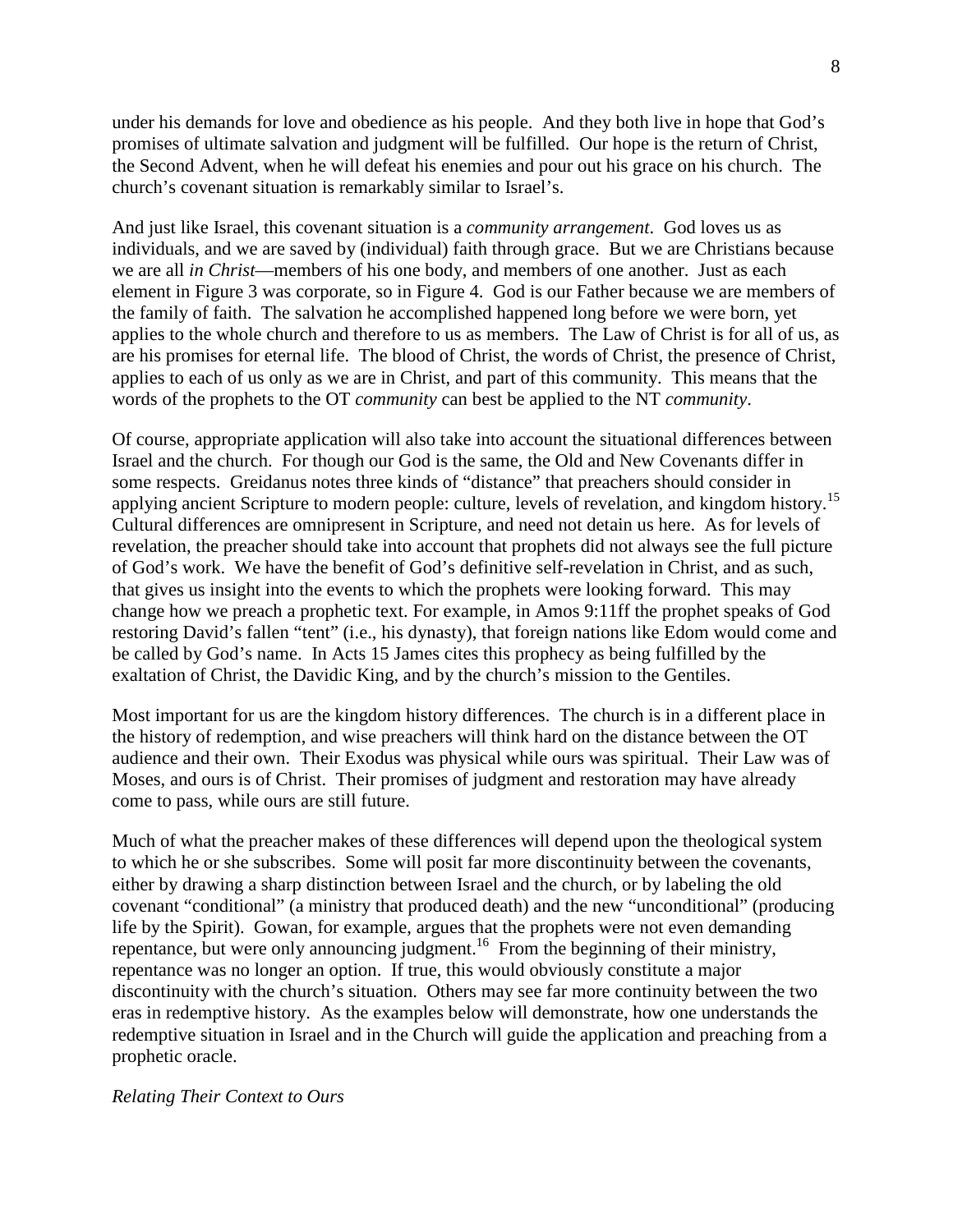under his demands for love and obedience as his people. And they both live in hope that God's promises of ultimate salvation and judgment will be fulfilled. Our hope is the return of Christ, the Second Advent, when he will defeat his enemies and pour out his grace on his church. The church's covenant situation is remarkably similar to Israel's.

And just like Israel, this covenant situation is a *community arrangement*. God loves us as individuals, and we are saved by (individual) faith through grace. But we are Christians because we are all *in Christ*—members of his one body, and members of one another. Just as each element in Figure 3 was corporate, so in Figure 4. God is our Father because we are members of the family of faith. The salvation he accomplished happened long before we were born, yet applies to the whole church and therefore to us as members. The Law of Christ is for all of us, as are his promises for eternal life. The blood of Christ, the words of Christ, the presence of Christ, applies to each of us only as we are in Christ, and part of this community. This means that the words of the prophets to the OT *community* can best be applied to the NT *community*.

Of course, appropriate application will also take into account the situational differences between Israel and the church. For though our God is the same, the Old and New Covenants differ in some respects. Greidanus notes three kinds of "distance" that preachers should consider in applying ancient Scripture to modern people: culture, levels of revelation, and kingdom history.[15] Cultural differences are omnipresent in Scripture, and need not detain us here. As for levels of revelation, the preacher should take into account that prophets did not always see the full picture of God's work. We have the benefit of God's definitive self-revelation in Christ, and as such, that gives us insight into the events to which the prophets were looking forward. This may change how we preach a prophetic text. For example, in Amos 9:11ff the prophet speaks of God restoring David's fallen "tent" (i.e., his dynasty), that foreign nations like Edom would come and be called by God's name. In Acts 15 James cites this prophecy as being fulfilled by the exaltation of Christ, the Davidic King, and by the church's mission to the Gentiles.

Most important for us are the kingdom history differences. The church is in a different place in the history of redemption, and wise preachers will think hard on the distance between the OT audience and their own. Their Exodus was physical while ours was spiritual. Their Law was of Moses, and ours is of Christ. Their promises of judgment and restoration may have already come to pass, while ours are still future.

Much of what the preacher makes of these differences will depend upon the theological system to which he or she subscribes. Some will posit far more discontinuity between the covenants, either by drawing a sharp distinction between Israel and the church, or by labeling the old covenant "conditional" (a ministry that produced death) and the new "unconditional" (producing life by the Spirit). Gowan, for example, argues that the prophets were not even demanding repentance, but were only announcing judgment.[16] From the beginning of their ministry, repentance was no longer an option. If true, this would obviously constitute a major discontinuity with the church's situation. Others may see far more continuity between the two eras in redemptive history. As the examples below will demonstrate, how one understands the redemptive situation in Israel and in the Church will guide the application and preaching from a prophetic oracle.

*Relating Their Context to Ours*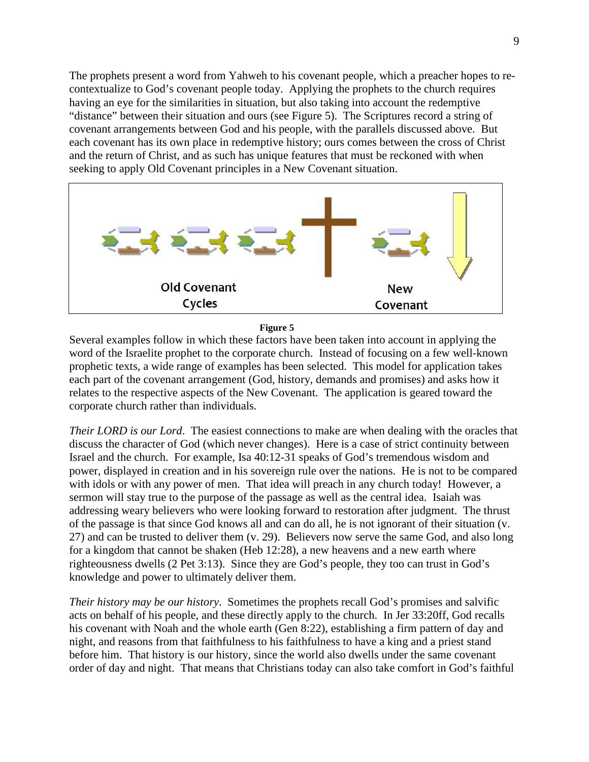The prophets present a word from Yahweh to his covenant people, which a preacher hopes to re-contextualize to God's covenant people today. Applying the prophets to the church requires having an eye for the similarities in situation, but also taking into account the redemptive "distance" between their situation and ours (see Figure 5). The Scriptures record a string of covenant arrangements between God and his people, with the parallels discussed above. But each covenant has its own place in redemptive history; ours comes between the cross of Christ and the return of Christ, and as such has unique features that must be reckoned with when seeking to apply Old Covenant principles in a New Covenant situation.

**Figure 5**

Several examples follow in which these factors have been taken into account in applying the word of the Israelite prophet to the corporate church. Instead of focusing on a few well-known prophetic texts, a wide range of examples has been selected. This model for application takes each part of the covenant arrangement (God, history, demands and promises) and asks how it relates to the respective aspects of the New Covenant. The application is geared toward the corporate church rather than individuals.

*Their LORD is our Lord*. The easiest connections to make are when dealing with the oracles that discuss the character of God (which never changes). Here is a case of strict continuity between Israel and the church. For example, Isa 40:12-31 speaks of God's tremendous wisdom and power, displayed in creation and in his sovereign rule over the nations. He is not to be compared with idols or with any power of men. That idea will preach in any church today! However, a sermon will stay true to the purpose of the passage as well as the central idea. Isaiah was addressing weary believers who were looking forward to restoration after judgment. The thrust of the passage is that since God knows all and can do all, he is not ignorant of their situation (v. 27) and can be trusted to deliver them (v. 29). Believers now serve the same God, and also long for a kingdom that cannot be shaken (Heb 12:28), a new heavens and a new earth where righteousness dwells (2 Pet 3:13). Since they are God's people, they too can trust in God's knowledge and power to ultimately deliver them.

*Their history may be our history*. Sometimes the prophets recall God's promises and salvific acts on behalf of his people, and these directly apply to the church. In Jer 33:20ff, God recalls his covenant with Noah and the whole earth (Gen 8:22), establishing a firm pattern of day and night, and reasons from that faithfulness to his faithfulness to have a king and a priest stand before him. That history is our history, since the world also dwells under the same covenant order of day and night. That means that Christians today can also take comfort in God's faithful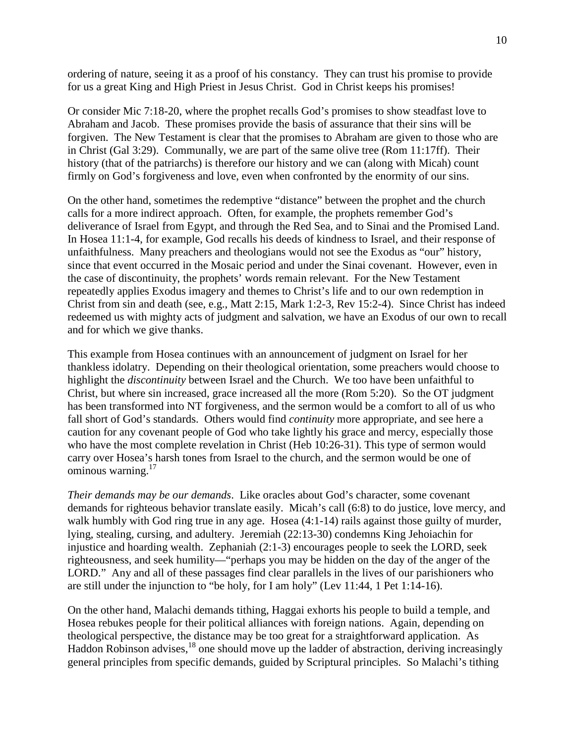ordering of nature, seeing it as a proof of his constancy. They can trust his promise to provide for us a great King and High Priest in Jesus Christ. God in Christ keeps his promises!

Or consider Mic 7:18-20, where the prophet recalls God's promises to show steadfast love to Abraham and Jacob. These promises provide the basis of assurance that their sins will be forgiven. The New Testament is clear that the promises to Abraham are given to those who are in Christ (Gal 3:29). Communally, we are part of the same olive tree (Rom 11:17ff). Their history (that of the patriarchs) is therefore our history and we can (along with Micah) count firmly on God's forgiveness and love, even when confronted by the enormity of our sins.

On the other hand, sometimes the redemptive "distance" between the prophet and the church calls for a more indirect approach. Often, for example, the prophets remember God's deliverance of Israel from Egypt, and through the Red Sea, and to Sinai and the Promised Land. In Hosea 11:1-4, for example, God recalls his deeds of kindness to Israel, and their response of unfaithfulness. Many preachers and theologians would not see the Exodus as "our" history, since that event occurred in the Mosaic period and under the Sinai covenant. However, even in the case of discontinuity, the prophets' words remain relevant. For the New Testament repeatedly applies Exodus imagery and themes to Christ's life and to our own redemption in Christ from sin and death (see, e.g., Matt 2:15, Mark 1:2-3, Rev 15:2-4). Since Christ has indeed redeemed us with mighty acts of judgment and salvation, we have an Exodus of our own to recall and for which we give thanks.

This example from Hosea continues with an announcement of judgment on Israel for her thankless idolatry. Depending on their theological orientation, some preachers would choose to highlight the *discontinuity* between Israel and the Church. We too have been unfaithful to Christ, but where sin increased, grace increased all the more (Rom 5:20). So the OT judgment has been transformed into NT forgiveness, and the sermon would be a comfort to all of us who fall short of God's standards. Others would find *continuity* more appropriate, and see here a caution for any covenant people of God who take lightly his grace and mercy, especially those who have the most complete revelation in Christ (Heb 10:26-31). This type of sermon would carry over Hosea's harsh tones from Israel to the church, and the sermon would be one of ominous warning.[17]

*Their demands may be our demands*. Like oracles about God's character, some covenant demands for righteous behavior translate easily. Micah's call (6:8) to do justice, love mercy, and walk humbly with God ring true in any age. Hosea (4:1-14) rails against those guilty of murder, lying, stealing, cursing, and adultery. Jeremiah (22:13-30) condemns King Jehoiachin for injustice and hoarding wealth. Zephaniah (2:1-3) encourages people to seek the LORD, seek righteousness, and seek humility—"perhaps you may be hidden on the day of the anger of the LORD." Any and all of these passages find clear parallels in the lives of our parishioners who are still under the injunction to "be holy, for I am holy" (Lev 11:44, 1 Pet 1:14-16).

On the other hand, Malachi demands tithing, Haggai exhorts his people to build a temple, and Hosea rebukes people for their political alliances with foreign nations. Again, depending on theological perspective, the distance may be too great for a straightforward application. As Haddon Robinson advises,[18] one should move up the ladder of abstraction, deriving increasingly general principles from specific demands, guided by Scriptural principles. So Malachi's tithing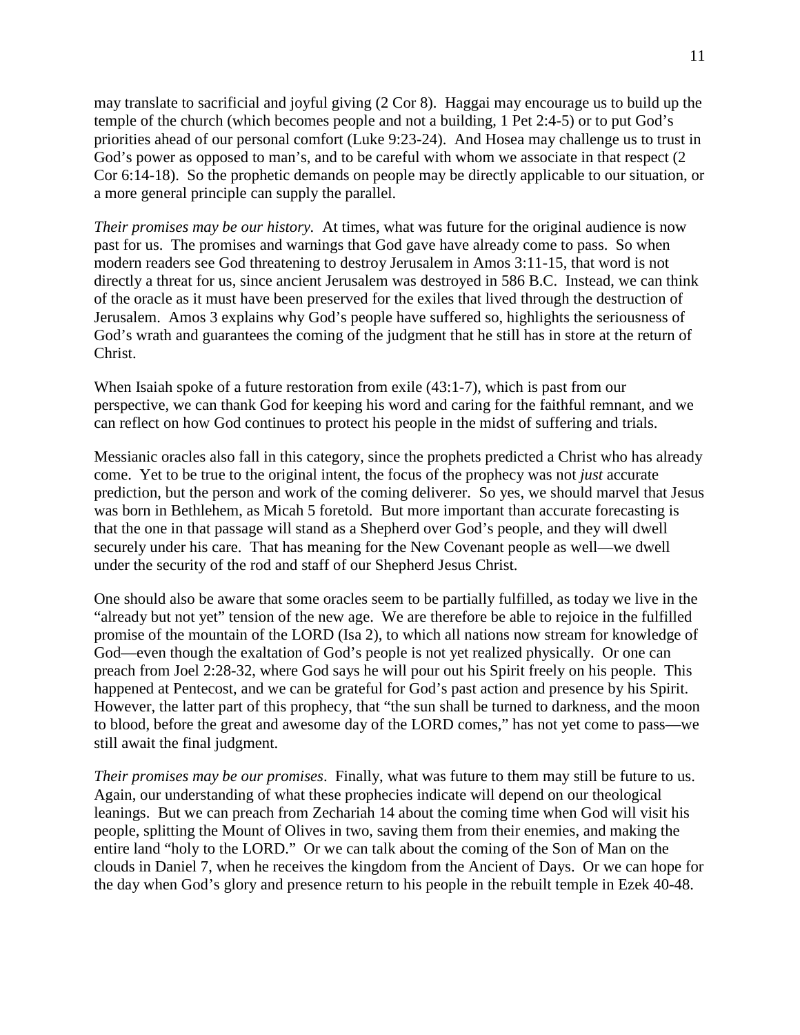may translate to sacrificial and joyful giving (2 Cor 8). Haggai may encourage us to build up the temple of the church (which becomes people and not a building, 1 Pet 2:4-5) or to put God's priorities ahead of our personal comfort (Luke 9:23-24). And Hosea may challenge us to trust in God's power as opposed to man's, and to be careful with whom we associate in that respect (2 Cor 6:14-18). So the prophetic demands on people may be directly applicable to our situation, or a more general principle can supply the parallel.

*Their promises may be our history.* At times, what was future for the original audience is now past for us. The promises and warnings that God gave have already come to pass. So when modern readers see God threatening to destroy Jerusalem in Amos 3:11-15, that word is not directly a threat for us, since ancient Jerusalem was destroyed in 586 B.C. Instead, we can think of the oracle as it must have been preserved for the exiles that lived through the destruction of Jerusalem. Amos 3 explains why God's people have suffered so, highlights the seriousness of God's wrath and guarantees the coming of the judgment that he still has in store at the return of Christ.

When Isaiah spoke of a future restoration from exile (43:1-7), which is past from our perspective, we can thank God for keeping his word and caring for the faithful remnant, and we can reflect on how God continues to protect his people in the midst of suffering and trials.

Messianic oracles also fall in this category, since the prophets predicted a Christ who has already come. Yet to be true to the original intent, the focus of the prophecy was not *just* accurate prediction, but the person and work of the coming deliverer. So yes, we should marvel that Jesus was born in Bethlehem, as Micah 5 foretold. But more important than accurate forecasting is that the one in that passage will stand as a Shepherd over God's people, and they will dwell securely under his care. That has meaning for the New Covenant people as well—we dwell under the security of the rod and staff of our Shepherd Jesus Christ.

One should also be aware that some oracles seem to be partially fulfilled, as today we live in the "already but not yet" tension of the new age. We are therefore be able to rejoice in the fulfilled promise of the mountain of the LORD (Isa 2), to which all nations now stream for knowledge of God—even though the exaltation of God's people is not yet realized physically. Or one can preach from Joel 2:28-32, where God says he will pour out his Spirit freely on his people. This happened at Pentecost, and we can be grateful for God's past action and presence by his Spirit. However, the latter part of this prophecy, that "the sun shall be turned to darkness, and the moon to blood, before the great and awesome day of the LORD comes," has not yet come to pass—we still await the final judgment.

*Their promises may be our promises*. Finally, what was future to them may still be future to us. Again, our understanding of what these prophecies indicate will depend on our theological leanings. But we can preach from Zechariah 14 about the coming time when God will visit his people, splitting the Mount of Olives in two, saving them from their enemies, and making the entire land "holy to the LORD." Or we can talk about the coming of the Son of Man on the clouds in Daniel 7, when he receives the kingdom from the Ancient of Days. Or we can hope for the day when God's glory and presence return to his people in the rebuilt temple in Ezek 40-48.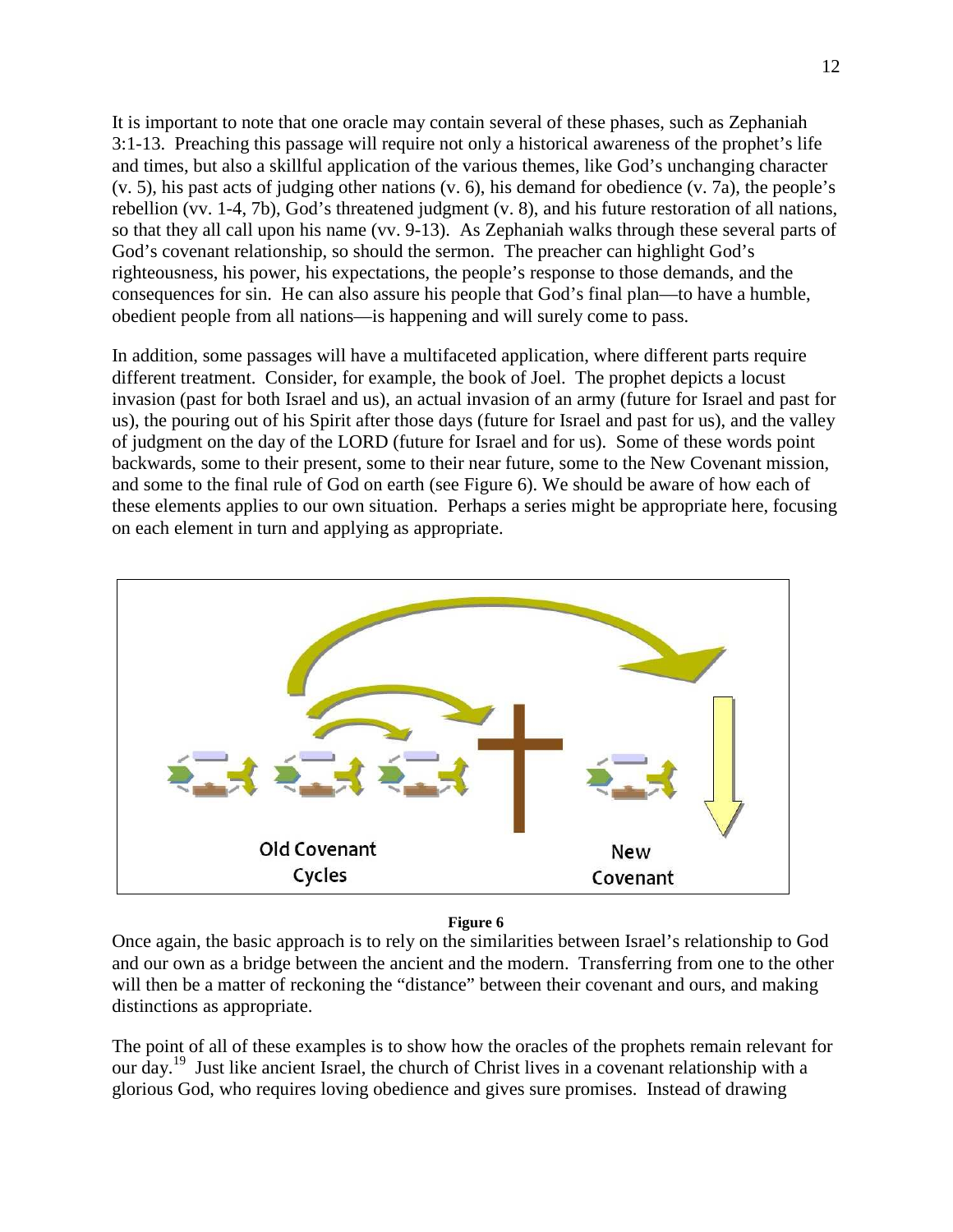It is important to note that one oracle may contain several of these phases, such as Zephaniah 3:1-13. Preaching this passage will require not only a historical awareness of the prophet's life and times, but also a skillful application of the various themes, like God's unchanging character (v. 5), his past acts of judging other nations (v. 6), his demand for obedience (v. 7a), the people's rebellion (vv. 1-4, 7b), God's threatened judgment (v. 8), and his future restoration of all nations, so that they all call upon his name (vv. 9-13). As Zephaniah walks through these several parts of God's covenant relationship, so should the sermon. The preacher can highlight God's righteousness, his power, his expectations, the people's response to those demands, and the consequences for sin. He can also assure his people that God's final plan—to have a humble, obedient people from all nations—is happening and will surely come to pass.

In addition, some passages will have a multifaceted application, where different parts require different treatment. Consider, for example, the book of Joel. The prophet depicts a locust invasion (past for both Israel and us), an actual invasion of an army (future for Israel and past for us), the pouring out of his Spirit after those days (future for Israel and past for us), and the valley of judgment on the day of the LORD (future for Israel and for us). Some of these words point backwards, some to their present, some to their near future, some to the New Covenant mission, and some to the final rule of God on earth (see Figure 6). We should be aware of how each of these elements applies to our own situation. Perhaps a series might be appropriate here, focusing on each element in turn and applying as appropriate.

Old Covenant Cycles

New Covenant

**Figure 6**

Once again, the basic approach is to rely on the similarities between Israel's relationship to God and our own as a bridge between the ancient and the modern. Transferring from one to the other will then be a matter of reckoning the "distance" between their covenant and ours, and making distinctions as appropriate.

The point of all of these examples is to show how the oracles of the prophets remain relevant for our day.[19] Just like ancient Israel, the church of Christ lives in a covenant relationship with a glorious God, who requires loving obedience and gives sure promises. Instead of drawing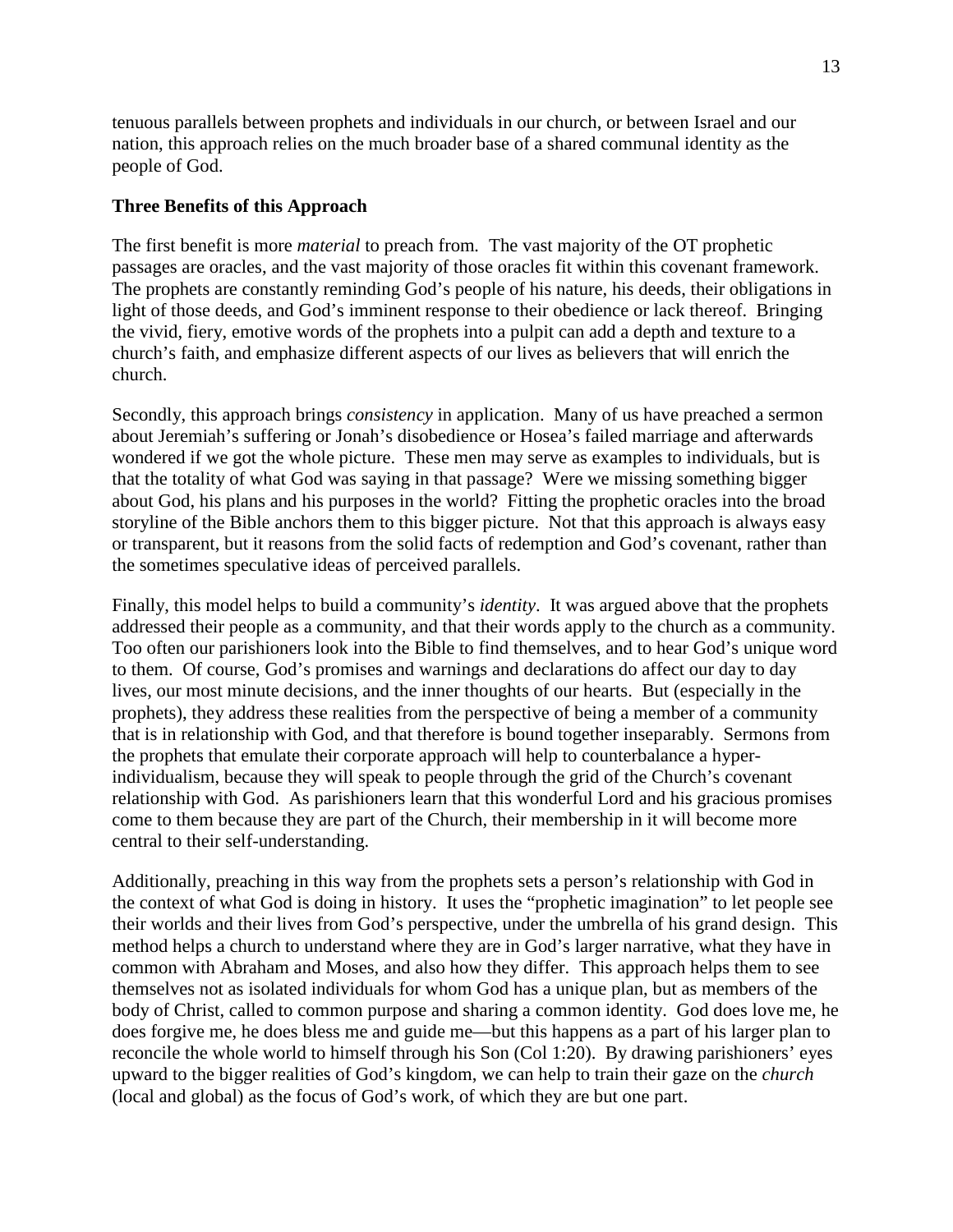tenuous parallels between prophets and individuals in our church, or between Israel and our nation, this approach relies on the much broader base of a shared communal identity as the people of God.

**Three Benefits of this Approach**

The first benefit is more *material* to preach from. The vast majority of the OT prophetic passages are oracles, and the vast majority of those oracles fit within this covenant framework. The prophets are constantly reminding God's people of his nature, his deeds, their obligations in light of those deeds, and God's imminent response to their obedience or lack thereof. Bringing the vivid, fiery, emotive words of the prophets into a pulpit can add a depth and texture to a church's faith, and emphasize different aspects of our lives as believers that will enrich the church.

Secondly, this approach brings *consistency* in application. Many of us have preached a sermon about Jeremiah's suffering or Jonah's disobedience or Hosea's failed marriage and afterwards wondered if we got the whole picture. These men may serve as examples to individuals, but is that the totality of what God was saying in that passage? Were we missing something bigger about God, his plans and his purposes in the world? Fitting the prophetic oracles into the broad storyline of the Bible anchors them to this bigger picture. Not that this approach is always easy or transparent, but it reasons from the solid facts of redemption and God's covenant, rather than the sometimes speculative ideas of perceived parallels.

Finally, this model helps to build a community's *identity*. It was argued above that the prophets addressed their people as a community, and that their words apply to the church as a community. Too often our parishioners look into the Bible to find themselves, and to hear God's unique word to them. Of course, God's promises and warnings and declarations do affect our day to day lives, our most minute decisions, and the inner thoughts of our hearts. But (especially in the prophets), they address these realities from the perspective of being a member of a community that is in relationship with God, and that therefore is bound together inseparably. Sermons from the prophets that emulate their corporate approach will help to counterbalance a hyper-individualism, because they will speak to people through the grid of the Church's covenant relationship with God. As parishioners learn that this wonderful Lord and his gracious promises come to them because they are part of the Church, their membership in it will become more central to their self-understanding.

Additionally, preaching in this way from the prophets sets a person's relationship with God in the context of what God is doing in history. It uses the "prophetic imagination" to let people see their worlds and their lives from God's perspective, under the umbrella of his grand design. This method helps a church to understand where they are in God's larger narrative, what they have in common with Abraham and Moses, and also how they differ. This approach helps them to see themselves not as isolated individuals for whom God has a unique plan, but as members of the body of Christ, called to common purpose and sharing a common identity. God does love me, he does forgive me, he does bless me and guide me—but this happens as a part of his larger plan to reconcile the whole world to himself through his Son (Col 1:20). By drawing parishioners' eyes upward to the bigger realities of God's kingdom, we can help to train their gaze on the *church* (local and global) as the focus of God's work, of which they are but one part.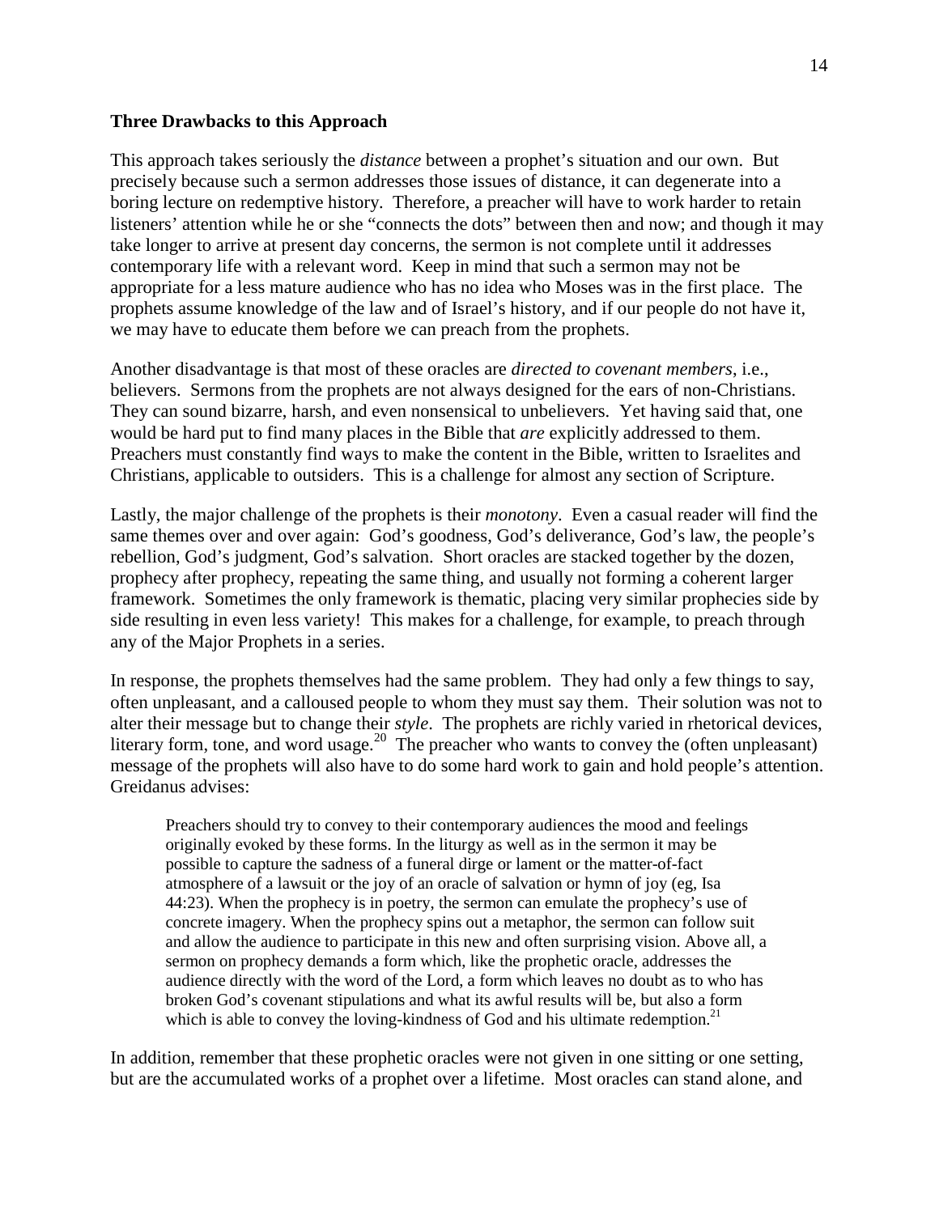**Three Drawbacks to this Approach**

This approach takes seriously the *distance* between a prophet's situation and our own. But precisely because such a sermon addresses those issues of distance, it can degenerate into a boring lecture on redemptive history. Therefore, a preacher will have to work harder to retain listeners' attention while he or she "connects the dots" between then and now; and though it may take longer to arrive at present day concerns, the sermon is not complete until it addresses contemporary life with a relevant word. Keep in mind that such a sermon may not be appropriate for a less mature audience who has no idea who Moses was in the first place. The prophets assume knowledge of the law and of Israel's history, and if our people do not have it, we may have to educate them before we can preach from the prophets.

Another disadvantage is that most of these oracles are *directed to covenant members*, i.e., believers. Sermons from the prophets are not always designed for the ears of non-Christians. They can sound bizarre, harsh, and even nonsensical to unbelievers. Yet having said that, one would be hard put to find many places in the Bible that *are* explicitly addressed to them. Preachers must constantly find ways to make the content in the Bible, written to Israelites and Christians, applicable to outsiders. This is a challenge for almost any section of Scripture.

Lastly, the major challenge of the prophets is their *monotony*. Even a casual reader will find the same themes over and over again: God's goodness, God's deliverance, God's law, the people's rebellion, God's judgment, God's salvation. Short oracles are stacked together by the dozen, prophecy after prophecy, repeating the same thing, and usually not forming a coherent larger framework. Sometimes the only framework is thematic, placing very similar prophecies side by side resulting in even less variety! This makes for a challenge, for example, to preach through any of the Major Prophets in a series.

In response, the prophets themselves had the same problem. They had only a few things to say, often unpleasant, and a calloused people to whom they must say them. Their solution was not to alter their message but to change their *style*. The prophets are richly varied in rhetorical devices, literary form, tone, and word usage.[20] The preacher who wants to convey the (often unpleasant) message of the prophets will also have to do some hard work to gain and hold people's attention. Greidanus advises:

> Preachers should try to convey to their contemporary audiences the mood and feelings originally evoked by these forms. In the liturgy as well as in the sermon it may be possible to capture the sadness of a funeral dirge or lament or the matter-of-fact atmosphere of a lawsuit or the joy of an oracle of salvation or hymn of joy (eg, Isa 44:23). When the prophecy is in poetry, the sermon can emulate the prophecy's use of concrete imagery. When the prophecy spins out a metaphor, the sermon can follow suit and allow the audience to participate in this new and often surprising vision. Above all, a sermon on prophecy demands a form which, like the prophetic oracle, addresses the audience directly with the word of the Lord, a form which leaves no doubt as to who has broken God's covenant stipulations and what its awful results will be, but also a form which is able to convey the loving-kindness of God and his ultimate redemption.[21]

In addition, remember that these prophetic oracles were not given in one sitting or one setting, but are the accumulated works of a prophet over a lifetime. Most oracles can stand alone, and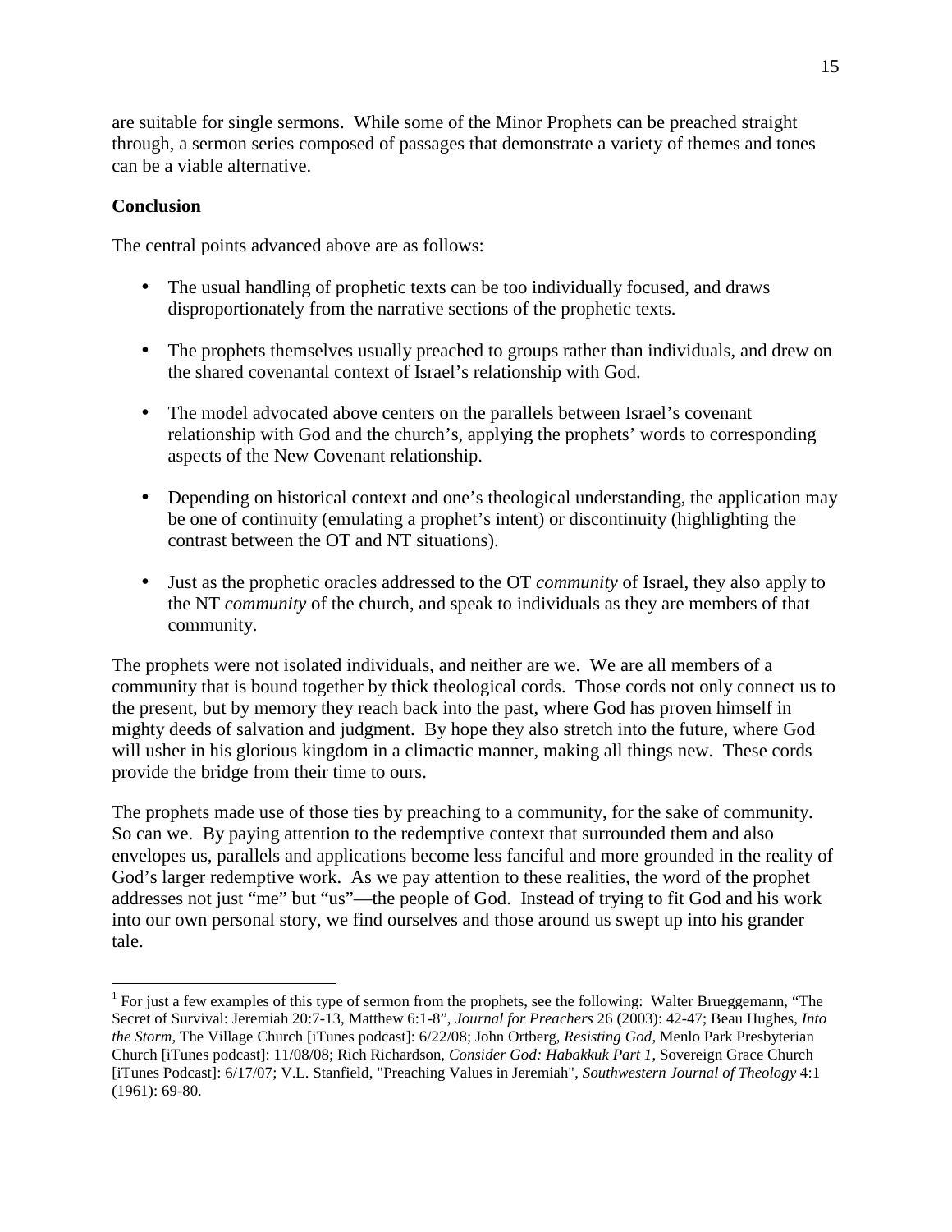are suitable for single sermons. While some of the Minor Prophets can be preached straight through, a sermon series composed of passages that demonstrate a variety of themes and tones can be a viable alternative.

**Conclusion**

The central points advanced above are as follows:

- The usual handling of prophetic texts can be too individually focused, and draws disproportionately from the narrative sections of the prophetic texts.
- The prophets themselves usually preached to groups rather than individuals, and drew on the shared covenantal context of Israel's relationship with God.
- The model advocated above centers on the parallels between Israel's covenant relationship with God and the church's, applying the prophets' words to corresponding aspects of the New Covenant relationship.
- Depending on historical context and one's theological understanding, the application may be one of continuity (emulating a prophet's intent) or discontinuity (highlighting the contrast between the OT and NT situations).
- Just as the prophetic oracles addressed to the OT *community* of Israel, they also apply to the NT *community* of the church, and speak to individuals as they are members of that community.

The prophets were not isolated individuals, and neither are we. We are all members of a community that is bound together by thick theological cords. Those cords not only connect us to the present, but by memory they reach back into the past, where God has proven himself in mighty deeds of salvation and judgment. By hope they also stretch into the future, where God will usher in his glorious kingdom in a climactic manner, making all things new. These cords provide the bridge from their time to ours.

The prophets made use of those ties by preaching to a community, for the sake of community. So can we. By paying attention to the redemptive context that surrounded them and also envelopes us, parallels and applications become less fanciful and more grounded in the reality of God's larger redemptive work. As we pay attention to these realities, the word of the prophet addresses not just "me" but "us"—the people of God. Instead of trying to fit God and his work into our own personal story, we find ourselves and those around us swept up into his grander tale.

---

[1] For just a few examples of this type of sermon from the prophets, see the following: Walter Brueggemann, "The Secret of Survival: Jeremiah 20:7-13, Matthew 6:1-8", *Journal for Preachers* 26 (2003): 42-47; Beau Hughes, *Into the Storm,* The Village Church [iTunes podcast]: 6/22/08; John Ortberg, *Resisting God*, Menlo Park Presbyterian Church [iTunes podcast]: 11/08/08; Rich Richardson, *Consider God: Habakkuk Part 1*, Sovereign Grace Church [iTunes Podcast]: 6/17/07; V.L. Stanfield, "Preaching Values in Jeremiah", *Southwestern Journal of Theology* 4:1 (1961): 69-80.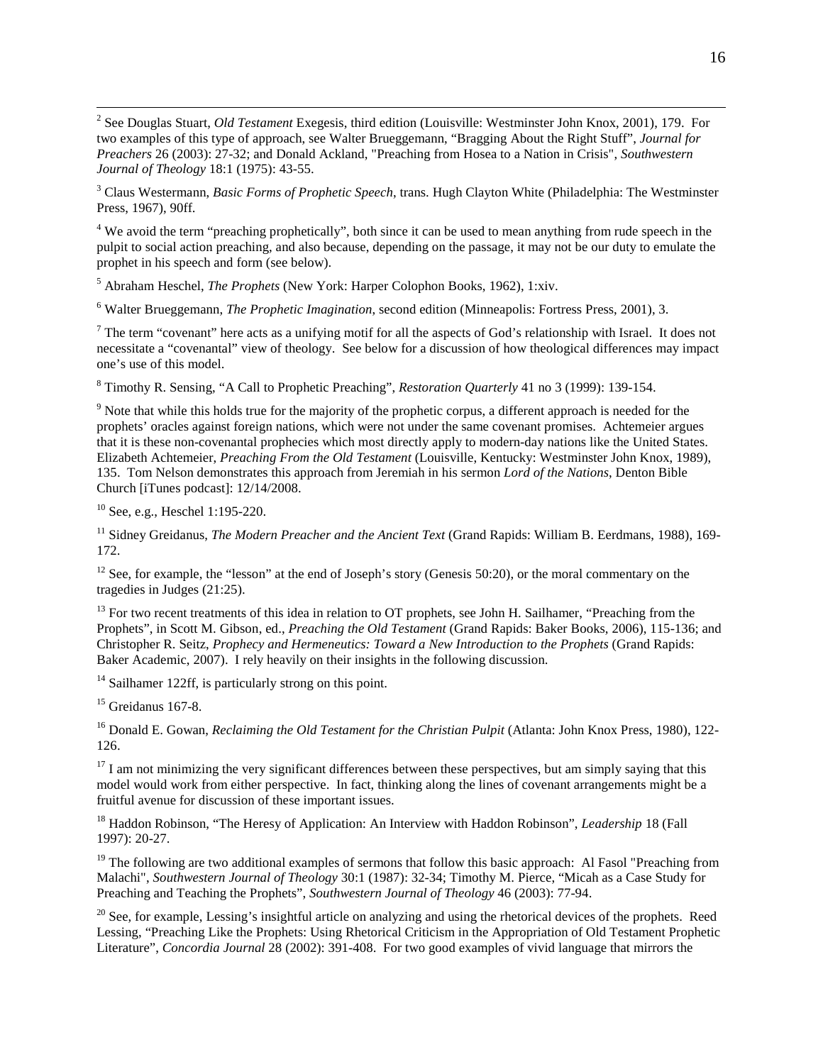[2] See Douglas Stuart, *Old Testament* Exegesis, third edition (Louisville: Westminster John Knox, 2001), 179. For two examples of this type of approach, see Walter Brueggemann, "Bragging About the Right Stuff", *Journal for Preachers* 26 (2003): 27-32; and Donald Ackland, "Preaching from Hosea to a Nation in Crisis", *Southwestern Journal of Theology* 18:1 (1975): 43-55.

[3] Claus Westermann, *Basic Forms of Prophetic Speech*, trans. Hugh Clayton White (Philadelphia: The Westminster Press, 1967), 90ff.

[4] We avoid the term "preaching prophetically", both since it can be used to mean anything from rude speech in the pulpit to social action preaching, and also because, depending on the passage, it may not be our duty to emulate the prophet in his speech and form (see below).

[5] Abraham Heschel, *The Prophets* (New York: Harper Colophon Books, 1962), 1:xiv.

[6] Walter Brueggemann, *The Prophetic Imagination*, second edition (Minneapolis: Fortress Press, 2001), 3.

[7] The term "covenant" here acts as a unifying motif for all the aspects of God's relationship with Israel. It does not necessitate a "covenantal" view of theology. See below for a discussion of how theological differences may impact one's use of this model.

[8] Timothy R. Sensing, "A Call to Prophetic Preaching", *Restoration Quarterly* 41 no 3 (1999): 139-154.

[9] Note that while this holds true for the majority of the prophetic corpus, a different approach is needed for the prophets' oracles against foreign nations, which were not under the same covenant promises. Achtemeier argues that it is these non-covenantal prophecies which most directly apply to modern-day nations like the United States. Elizabeth Achtemeier, *Preaching From the Old Testament* (Louisville, Kentucky: Westminster John Knox, 1989), 135. Tom Nelson demonstrates this approach from Jeremiah in his sermon *Lord of the Nations*, Denton Bible Church [iTunes podcast]: 12/14/2008.

[10] See, e.g., Heschel 1:195-220.

[11] Sidney Greidanus, *The Modern Preacher and the Ancient Text* (Grand Rapids: William B. Eerdmans, 1988), 169-172.

[12] See, for example, the "lesson" at the end of Joseph's story (Genesis 50:20), or the moral commentary on the tragedies in Judges (21:25).

[13] For two recent treatments of this idea in relation to OT prophets, see John H. Sailhamer, "Preaching from the Prophets", in Scott M. Gibson, ed., *Preaching the Old Testament* (Grand Rapids: Baker Books, 2006), 115-136; and Christopher R. Seitz, *Prophecy and Hermeneutics: Toward a New Introduction to the Prophets* (Grand Rapids: Baker Academic, 2007). I rely heavily on their insights in the following discussion.

[14] Sailhamer 122ff, is particularly strong on this point.

[15] Greidanus 167-8.

[16] Donald E. Gowan, *Reclaiming the Old Testament for the Christian Pulpit* (Atlanta: John Knox Press, 1980), 122-126.

[17] I am not minimizing the very significant differences between these perspectives, but am simply saying that this model would work from either perspective. In fact, thinking along the lines of covenant arrangements might be a fruitful avenue for discussion of these important issues.

[18] Haddon Robinson, "The Heresy of Application: An Interview with Haddon Robinson", *Leadership* 18 (Fall 1997): 20-27.

[19] The following are two additional examples of sermons that follow this basic approach: Al Fasol "Preaching from Malachi", *Southwestern Journal of Theology* 30:1 (1987): 32-34; Timothy M. Pierce, "Micah as a Case Study for Preaching and Teaching the Prophets", *Southwestern Journal of Theology* 46 (2003): 77-94.

[20] See, for example, Lessing's insightful article on analyzing and using the rhetorical devices of the prophets. Reed Lessing, "Preaching Like the Prophets: Using Rhetorical Criticism in the Appropriation of Old Testament Prophetic Literature", *Concordia Journal* 28 (2002): 391-408. For two good examples of vivid language that mirrors the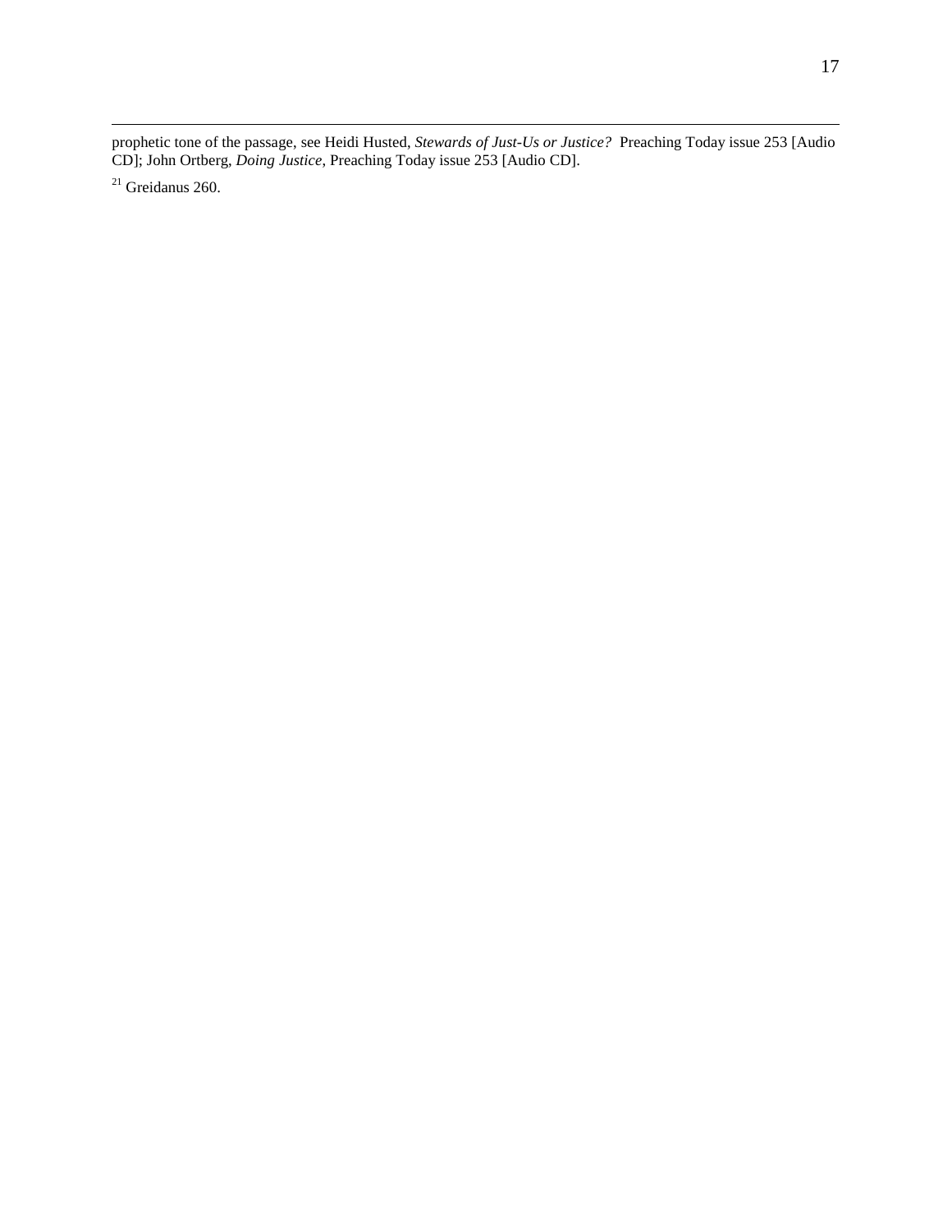prophetic tone of the passage, see Heidi Husted, *Stewards of Just-Us or Justice?* Preaching Today issue 253 [Audio CD]; John Ortberg, *Doing Justice*, Preaching Today issue 253 [Audio CD].

[21] Greidanus 260.